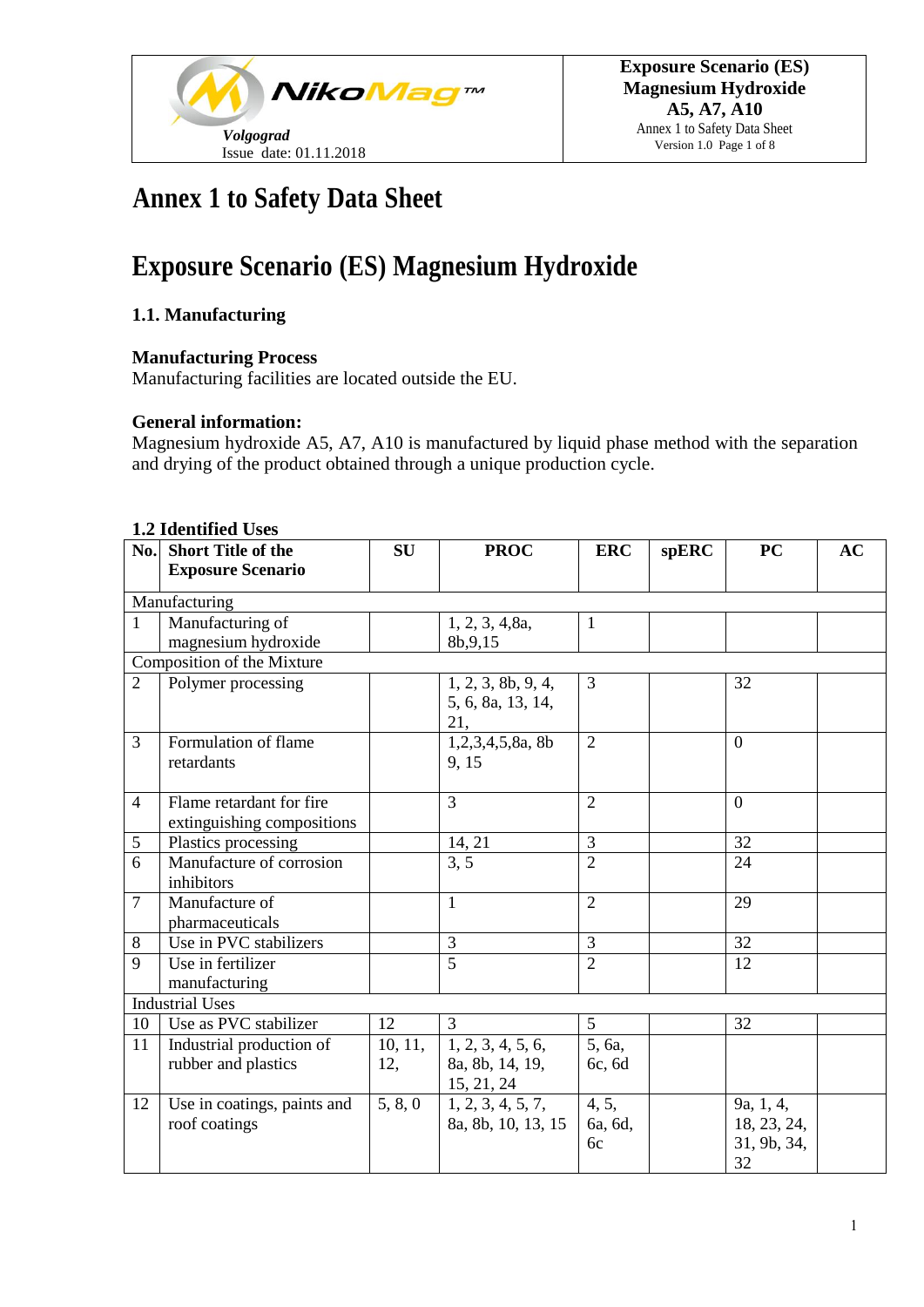# Annex 1 to Safety Data Sheet

# Exposure Scenario (ES) Magnesium Hydroxide

### 1.1. Manufacturing

**Manufacturing Process**
Manufacturing facilities are located outside the EU.

**General information:**
Magnesium hydroxide A5, A7, A10 is manufactured by liquid phase method with the separation and drying of the product obtained through a unique production cycle.

### 1.2 Identified Uses

| No. | Short Title of the Exposure Scenario | SU | PROC | ERC | spERC | PC | AC |
|---|---|---|---|---|---|---|---|
| Manufacturing | | | | | | | |
| 1 | Manufacturing of magnesium hydroxide | | 1, 2, 3, 4,8a, 8b,9,15 | 1 | | | |
| Composition of the Mixture | | | | | | | |
| 2 | Polymer processing | | 1, 2, 3, 8b, 9, 4, 5, 6, 8a, 13, 14, 21, | 3 | | 32 | |
| 3 | Formulation of flame retardants | | 1,2,3,4,5,8a, 8b 9, 15 | 2 | | 0 | |
| 4 | Flame retardant for fire extinguishing compositions | | 3 | 2 | | 0 | |
| 5 | Plastics processing | | 14, 21 | 3 | | 32 | |
| 6 | Manufacture of corrosion inhibitors | | 3, 5 | 2 | | 24 | |
| 7 | Manufacture of pharmaceuticals | | 1 | 2 | | 29 | |
| 8 | Use in PVC stabilizers | | 3 | 3 | | 32 | |
| 9 | Use in fertilizer manufacturing | | 5 | 2 | | 12 | |
| Industrial Uses | | | | | | | |
| 10 | Use as PVC stabilizer | 12 | 3 | 5 | | 32 | |
| 11 | Industrial production of rubber and plastics | 10, 11, 12, | 1, 2, 3, 4, 5, 6, 8a, 8b, 14, 19, 15, 21, 24 | 5, 6a, 6c, 6d | | | |
| 12 | Use in coatings, paints and roof coatings | 5, 8, 0 | 1, 2, 3, 4, 5, 7, 8a, 8b, 10, 13, 15 | 4, 5, 6a, 6d, 6c | | 9a, 1, 4, 18, 23, 24, 31, 9b, 34, 32 | |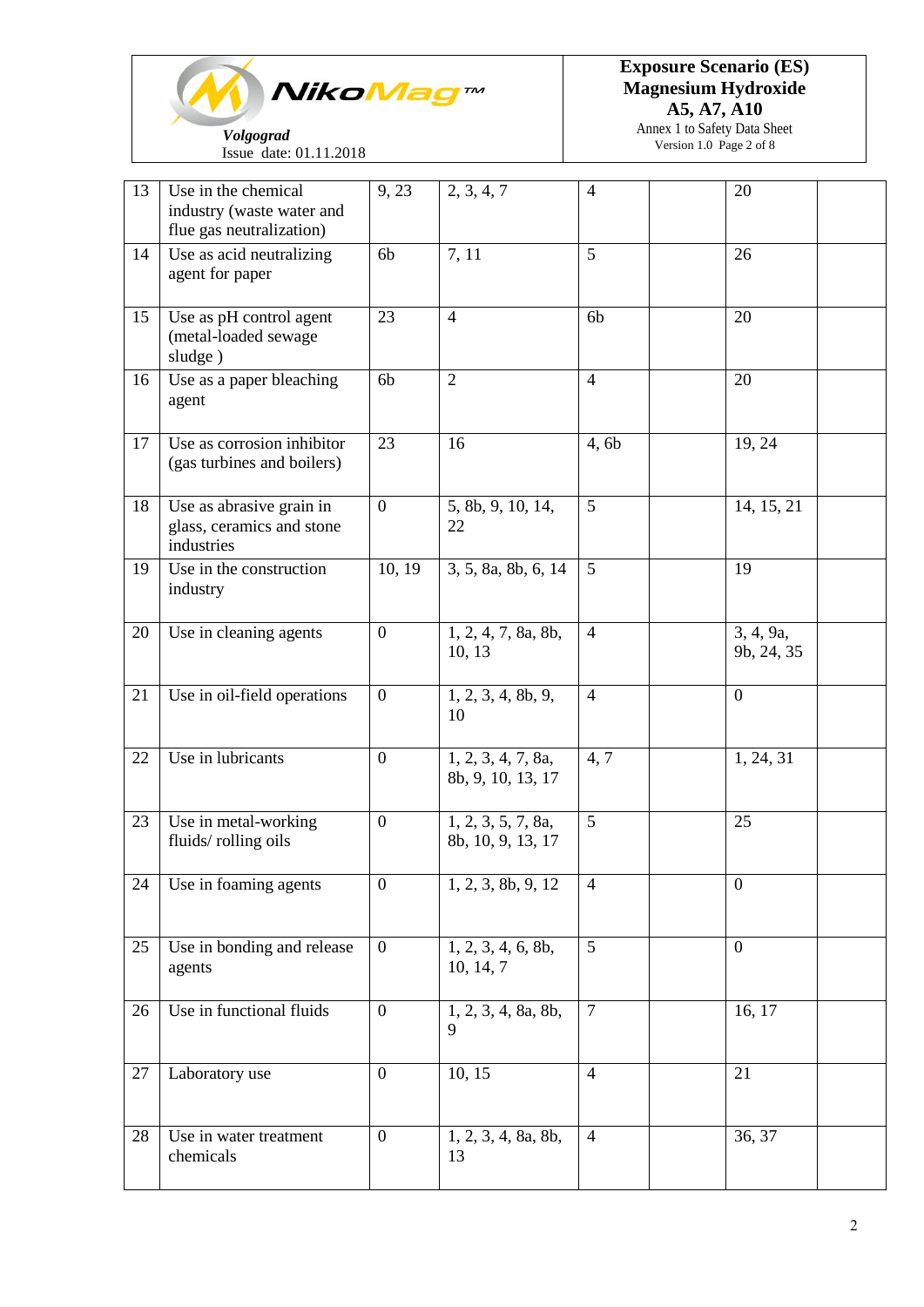| | | | | | | | |
|---|---|---|---|---|---|---|---|
| 13 | Use in the chemical industry (waste water and flue gas neutralization) | 9, 23 | 2, 3, 4, 7 | 4 | | 20 | |
| 14 | Use as acid neutralizing agent for paper | 6b | 7, 11 | 5 | | 26 | |
| 15 | Use as pH control agent (metal-loaded sewage sludge ) | 23 | 4 | 6b | | 20 | |
| 16 | Use as a paper bleaching agent | 6b | 2 | 4 | | 20 | |
| 17 | Use as corrosion inhibitor (gas turbines and boilers) | 23 | 16 | 4, 6b | | 19, 24 | |
| 18 | Use as abrasive grain in glass, ceramics and stone industries | 0 | 5, 8b, 9, 10, 14, 22 | 5 | | 14, 15, 21 | |
| 19 | Use in the construction industry | 10, 19 | 3, 5, 8a, 8b, 6, 14 | 5 | | 19 | |
| 20 | Use in cleaning agents | 0 | 1, 2, 4, 7, 8a, 8b, 10, 13 | 4 | | 3, 4, 9a, 9b, 24, 35 | |
| 21 | Use in oil-field operations | 0 | 1, 2, 3, 4, 8b, 9, 10 | 4 | | 0 | |
| 22 | Use in lubricants | 0 | 1, 2, 3, 4, 7, 8a, 8b, 9, 10, 13, 17 | 4, 7 | | 1, 24, 31 | |
| 23 | Use in metal-working fluids/ rolling oils | 0 | 1, 2, 3, 5, 7, 8a, 8b, 10, 9, 13, 17 | 5 | | 25 | |
| 24 | Use in foaming agents | 0 | 1, 2, 3, 8b, 9, 12 | 4 | | 0 | |
| 25 | Use in bonding and release agents | 0 | 1, 2, 3, 4, 6, 8b, 10, 14, 7 | 5 | | 0 | |
| 26 | Use in functional fluids | 0 | 1, 2, 3, 4, 8a, 8b, 9 | 7 | | 16, 17 | |
| 27 | Laboratory use | 0 | 10, 15 | 4 | | 21 | |
| 28 | Use in water treatment chemicals | 0 | 1, 2, 3, 4, 8a, 8b, 13 | 4 | | 36, 37 | |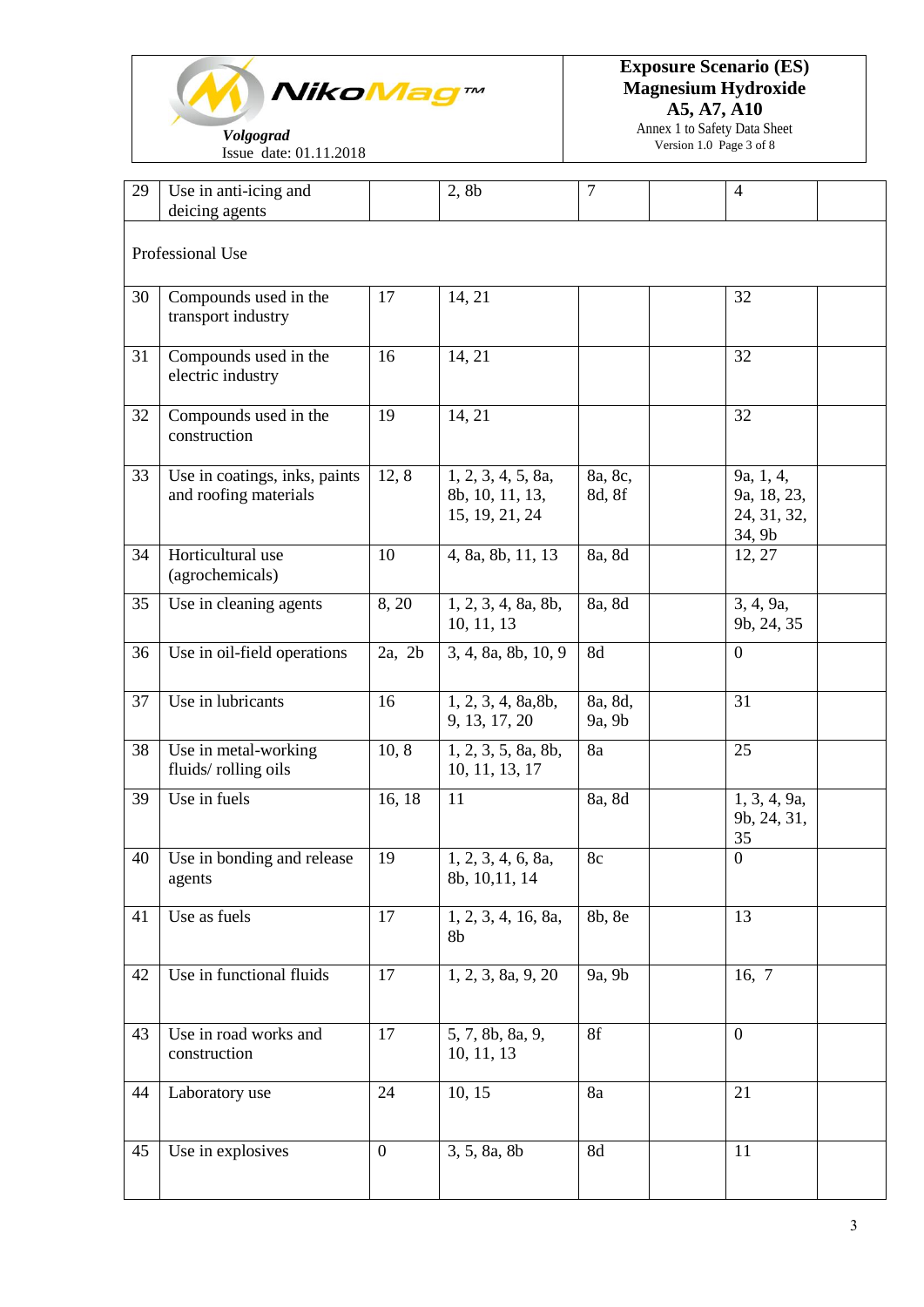| 29 | Use in anti-icing and deicing agents | | 2, 8b | 7 | | 4 | |
|---|---|---|---|---|---|---|---|
| Professional Use | | | | | | | |
| 30 | Compounds used in the transport industry | 17 | 14, 21 | | | 32 | |
| 31 | Compounds used in the electric industry | 16 | 14, 21 | | | 32 | |
| 32 | Compounds used in the construction | 19 | 14, 21 | | | 32 | |
| 33 | Use in coatings, inks, paints and roofing materials | 12, 8 | 1, 2, 3, 4, 5, 8a, 8b, 10, 11, 13, 15, 19, 21, 24 | 8a, 8c, 8d, 8f | | 9a, 1, 4, 9a, 18, 23, 24, 31, 32, 34, 9b | |
| 34 | Horticultural use (agrochemicals) | 10 | 4, 8a, 8b, 11, 13 | 8a, 8d | | 12, 27 | |
| 35 | Use in cleaning agents | 8, 20 | 1, 2, 3, 4, 8a, 8b, 10, 11, 13 | 8a, 8d | | 3, 4, 9a, 9b, 24, 35 | |
| 36 | Use in oil-field operations | 2a, 2b | 3, 4, 8a, 8b, 10, 9 | 8d | | 0 | |
| 37 | Use in lubricants | 16 | 1, 2, 3, 4, 8a,8b, 9, 13, 17, 20 | 8a, 8d, 9a, 9b | | 31 | |
| 38 | Use in metal-working fluids/ rolling oils | 10, 8 | 1, 2, 3, 5, 8a, 8b, 10, 11, 13, 17 | 8a | | 25 | |
| 39 | Use in fuels | 16, 18 | 11 | 8a, 8d | | 1, 3, 4, 9a, 9b, 24, 31, 35 | |
| 40 | Use in bonding and release agents | 19 | 1, 2, 3, 4, 6, 8a, 8b, 10,11, 14 | 8c | | 0 | |
| 41 | Use as fuels | 17 | 1, 2, 3, 4, 16, 8a, 8b | 8b, 8e | | 13 | |
| 42 | Use in functional fluids | 17 | 1, 2, 3, 8a, 9, 20 | 9a, 9b | | 16, 7 | |
| 43 | Use in road works and construction | 17 | 5, 7, 8b, 8a, 9, 10, 11, 13 | 8f | | 0 | |
| 44 | Laboratory use | 24 | 10, 15 | 8a | | 21 | |
| 45 | Use in explosives | 0 | 3, 5, 8a, 8b | 8d | | 11 | |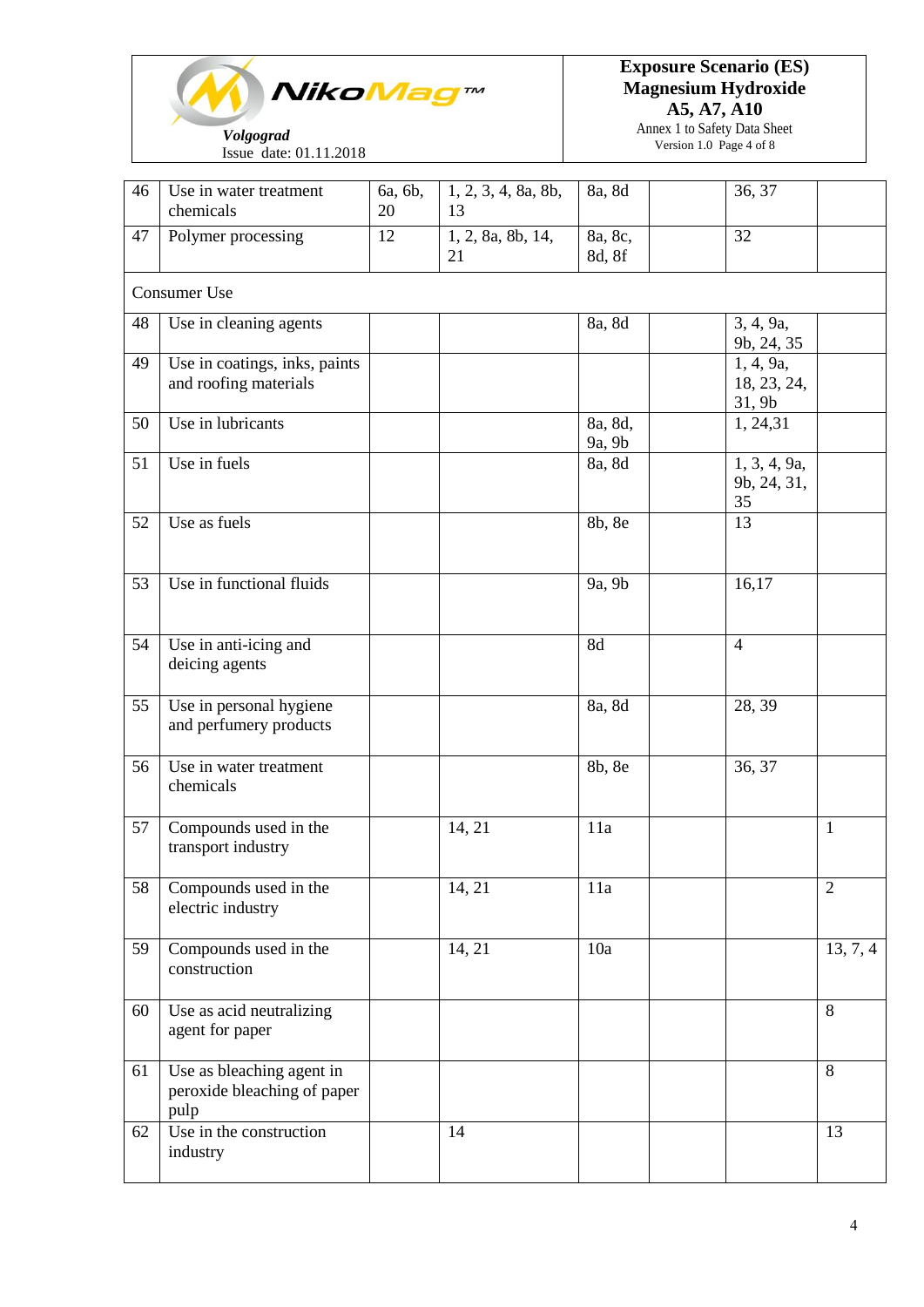| 46 | Use in water treatment chemicals | 6a, 6b, 20 | 1, 2, 3, 4, 8a, 8b, 13 | 8a, 8d | | 36, 37 | |
|---|---|---|---|---|---|---|---|
| 47 | Polymer processing | 12 | 1, 2, 8a, 8b, 14, 21 | 8a, 8c, 8d, 8f | | 32 | |
| Consumer Use | | | | | | | |
| 48 | Use in cleaning agents | | | 8a, 8d | | 3, 4, 9a, 9b, 24, 35 | |
| 49 | Use in coatings, inks, paints and roofing materials | | | | | 1, 4, 9a, 18, 23, 24, 31, 9b | |
| 50 | Use in lubricants | | | 8a, 8d, 9a, 9b | | 1, 24,31 | |
| 51 | Use in fuels | | | 8a, 8d | | 1, 3, 4, 9a, 9b, 24, 31, 35 | |
| 52 | Use as fuels | | | 8b, 8e | | 13 | |
| 53 | Use in functional fluids | | | 9a, 9b | | 16,17 | |
| 54 | Use in anti-icing and deicing agents | | | 8d | | 4 | |
| 55 | Use in personal hygiene and perfumery products | | | 8a, 8d | | 28, 39 | |
| 56 | Use in water treatment chemicals | | | 8b, 8e | | 36, 37 | |
| 57 | Compounds used in the transport industry | | 14, 21 | 11a | | | 1 |
| 58 | Compounds used in the electric industry | | 14, 21 | 11a | | | 2 |
| 59 | Compounds used in the construction | | 14, 21 | 10a | | | 13, 7, 4 |
| 60 | Use as acid neutralizing agent for paper | | | | | | 8 |
| 61 | Use as bleaching agent in peroxide bleaching of paper pulp | | | | | | 8 |
| 62 | Use in the construction industry | | 14 | | | | 13 |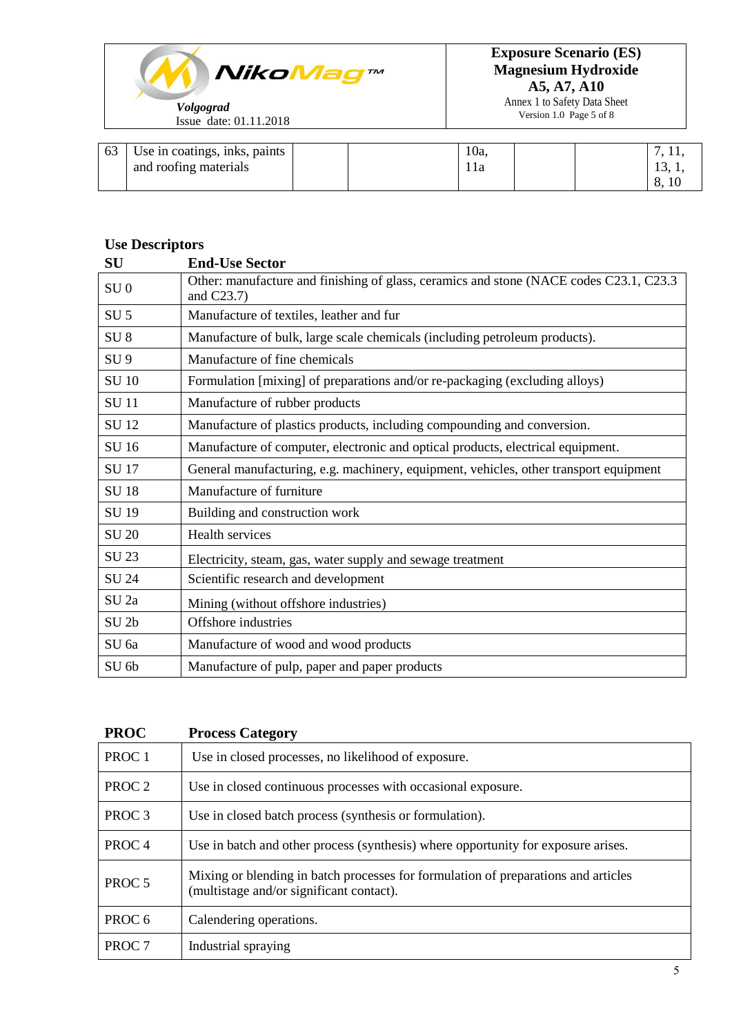| 63 | Use in coatings, inks, paints and roofing materials | | | 10a, 11a | | | 7, 11, 13, 1, 8, 10 |
|---|---|---|---|---|---|---|---|

**Use Descriptors**

| SU | End-Use Sector |
|---|---|
| SU 0 | Other: manufacture and finishing of glass, ceramics and stone (NACE codes C23.1, C23.3 and C23.7) |
| SU 5 | Manufacture of textiles, leather and fur |
| SU 8 | Manufacture of bulk, large scale chemicals (including petroleum products). |
| SU 9 | Manufacture of fine chemicals |
| SU 10 | Formulation [mixing] of preparations and/or re-packaging (excluding alloys) |
| SU 11 | Manufacture of rubber products |
| SU 12 | Manufacture of plastics products, including compounding and conversion. |
| SU 16 | Manufacture of computer, electronic and optical products, electrical equipment. |
| SU 17 | General manufacturing, e.g. machinery, equipment, vehicles, other transport equipment |
| SU 18 | Manufacture of furniture |
| SU 19 | Building and construction work |
| SU 20 | Health services |
| SU 23 | Electricity, steam, gas, water supply and sewage treatment |
| SU 24 | Scientific research and development |
| SU 2a | Mining (without offshore industries) |
| SU 2b | Offshore industries |
| SU 6a | Manufacture of wood and wood products |
| SU 6b | Manufacture of pulp, paper and paper products |

| PROC | Process Category |
|---|---|
| PROC 1 | Use in closed processes, no likelihood of exposure. |
| PROC 2 | Use in closed continuous processes with occasional exposure. |
| PROC 3 | Use in closed batch process (synthesis or formulation). |
| PROC 4 | Use in batch and other process (synthesis) where opportunity for exposure arises. |
| PROC 5 | Mixing or blending in batch processes for formulation of preparations and articles (multistage and/or significant contact). |
| PROC 6 | Calendering operations. |
| PROC 7 | Industrial spraying |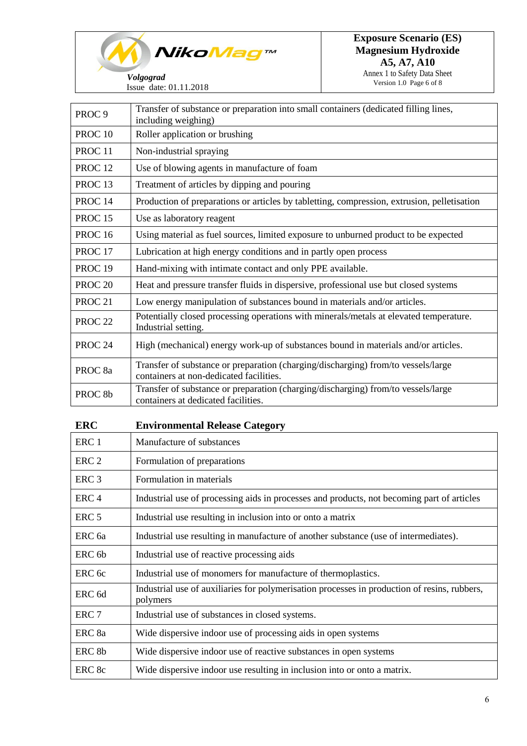| | |
|---|---|
| PROC 9 | Transfer of substance or preparation into small containers (dedicated filling lines, including weighing) |
| PROC 10 | Roller application or brushing |
| PROC 11 | Non-industrial spraying |
| PROC 12 | Use of blowing agents in manufacture of foam |
| PROC 13 | Treatment of articles by dipping and pouring |
| PROC 14 | Production of preparations or articles by tabletting, compression, extrusion, pelletisation |
| PROC 15 | Use as laboratory reagent |
| PROC 16 | Using material as fuel sources, limited exposure to unburned product to be expected |
| PROC 17 | Lubrication at high energy conditions and in partly open process |
| PROC 19 | Hand-mixing with intimate contact and only PPE available. |
| PROC 20 | Heat and pressure transfer fluids in dispersive, professional use but closed systems |
| PROC 21 | Low energy manipulation of substances bound in materials and/or articles. |
| PROC 22 | Potentially closed processing operations with minerals/metals at elevated temperature. Industrial setting. |
| PROC 24 | High (mechanical) energy work-up of substances bound in materials and/or articles. |
| PROC 8a | Transfer of substance or preparation (charging/discharging) from/to vessels/large containers at non-dedicated facilities. |
| PROC 8b | Transfer of substance or preparation (charging/discharging) from/to vessels/large containers at dedicated facilities. |

| **ERC** | **Environmental Release Category** |
|---|---|
| ERC 1 | Manufacture of substances |
| ERC 2 | Formulation of preparations |
| ERC 3 | Formulation in materials |
| ERC 4 | Industrial use of processing aids in processes and products, not becoming part of articles |
| ERC 5 | Industrial use resulting in inclusion into or onto a matrix |
| ERC 6a | Industrial use resulting in manufacture of another substance (use of intermediates). |
| ERC 6b | Industrial use of reactive processing aids |
| ERC 6c | Industrial use of monomers for manufacture of thermoplastics. |
| ERC 6d | Industrial use of auxiliaries for polymerisation processes in production of resins, rubbers, polymers |
| ERC 7 | Industrial use of substances in closed systems. |
| ERC 8a | Wide dispersive indoor use of processing aids in open systems |
| ERC 8b | Wide dispersive indoor use of reactive substances in open systems |
| ERC 8c | Wide dispersive indoor use resulting in inclusion into or onto a matrix. |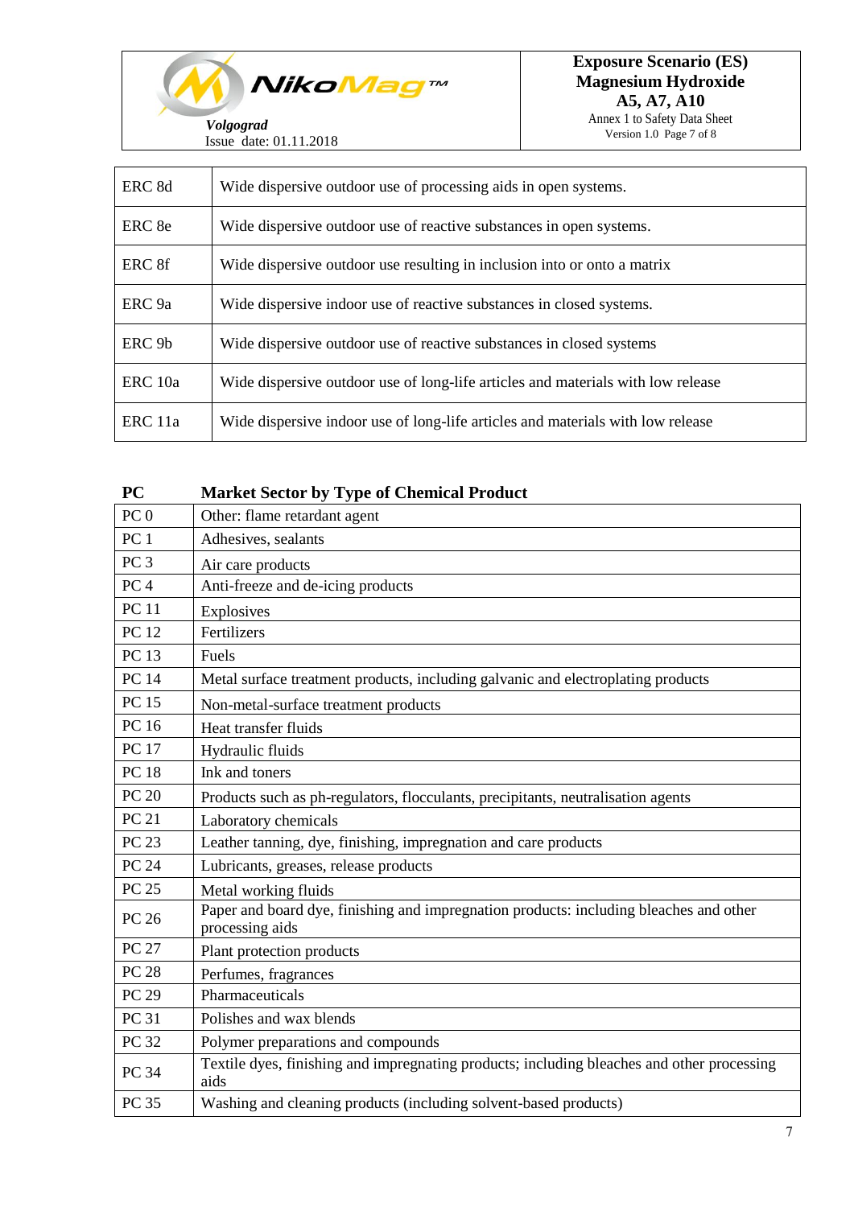| | |
|---|---|
| ERC 8d | Wide dispersive outdoor use of processing aids in open systems. |
| ERC 8e | Wide dispersive outdoor use of reactive substances in open systems. |
| ERC 8f | Wide dispersive outdoor use resulting in inclusion into or onto a matrix |
| ERC 9a | Wide dispersive indoor use of reactive substances in closed systems. |
| ERC 9b | Wide dispersive outdoor use of reactive substances in closed systems |
| ERC 10a | Wide dispersive outdoor use of long-life articles and materials with low release |
| ERC 11a | Wide dispersive indoor use of long-life articles and materials with low release |

| PC | Market Sector by Type of Chemical Product |
|---|---|
| PC 0 | Other: flame retardant agent |
| PC 1 | Adhesives, sealants |
| PC 3 | Air care products |
| PC 4 | Anti-freeze and de-icing products |
| PC 11 | Explosives |
| PC 12 | Fertilizers |
| PC 13 | Fuels |
| PC 14 | Metal surface treatment products, including galvanic and electroplating products |
| PC 15 | Non-metal-surface treatment products |
| PC 16 | Heat transfer fluids |
| PC 17 | Hydraulic fluids |
| PC 18 | Ink and toners |
| PC 20 | Products such as ph-regulators, flocculants, precipitants, neutralisation agents |
| PC 21 | Laboratory chemicals |
| PC 23 | Leather tanning, dye, finishing, impregnation and care products |
| PC 24 | Lubricants, greases, release products |
| PC 25 | Metal working fluids |
| PC 26 | Paper and board dye, finishing and impregnation products: including bleaches and other processing aids |
| PC 27 | Plant protection products |
| PC 28 | Perfumes, fragrances |
| PC 29 | Pharmaceuticals |
| PC 31 | Polishes and wax blends |
| PC 32 | Polymer preparations and compounds |
| PC 34 | Textile dyes, finishing and impregnating products; including bleaches and other processing aids |
| PC 35 | Washing and cleaning products (including solvent-based products) |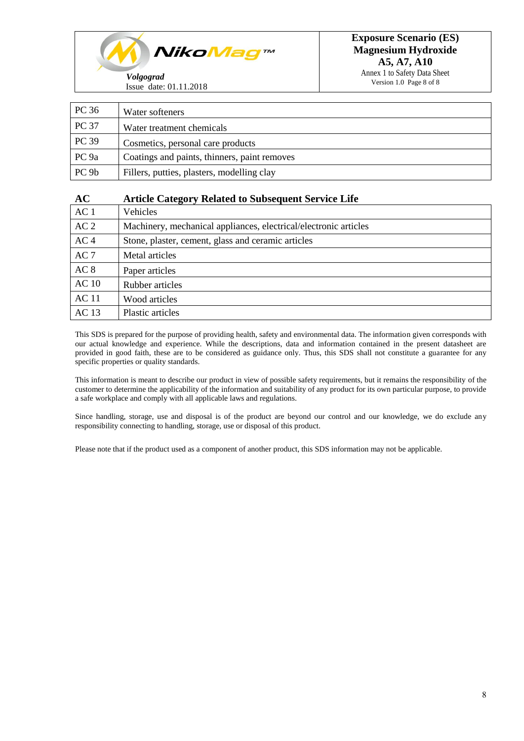| | |
|---|---|
| PC 36 | Water softeners |
| PC 37 | Water treatment chemicals |
| PC 39 | Cosmetics, personal care products |
| PC 9a | Coatings and paints, thinners, paint removes |
| PC 9b | Fillers, putties, plasters, modelling clay |

| AC | Article Category Related to Subsequent Service Life |
|---|---|
| AC 1 | Vehicles |
| AC 2 | Machinery, mechanical appliances, electrical/electronic articles |
| AC 4 | Stone, plaster, cement, glass and ceramic articles |
| AC 7 | Metal articles |
| AC 8 | Paper articles |
| AC 10 | Rubber articles |
| AC 11 | Wood articles |
| AC 13 | Plastic articles |

This SDS is prepared for the purpose of providing health, safety and environmental data. The information given corresponds with our actual knowledge and experience. While the descriptions, data and information contained in the present datasheet are provided in good faith, these are to be considered as guidance only. Thus, this SDS shall not constitute a guarantee for any specific properties or quality standards.

This information is meant to describe our product in view of possible safety requirements, but it remains the responsibility of the customer to determine the applicability of the information and suitability of any product for its own particular purpose, to provide a safe workplace and comply with all applicable laws and regulations.

Since handling, storage, use and disposal is of the product are beyond our control and our knowledge, we do exclude any responsibility connecting to handling, storage, use or disposal of this product.

Please note that if the product used as a component of another product, this SDS information may not be applicable.